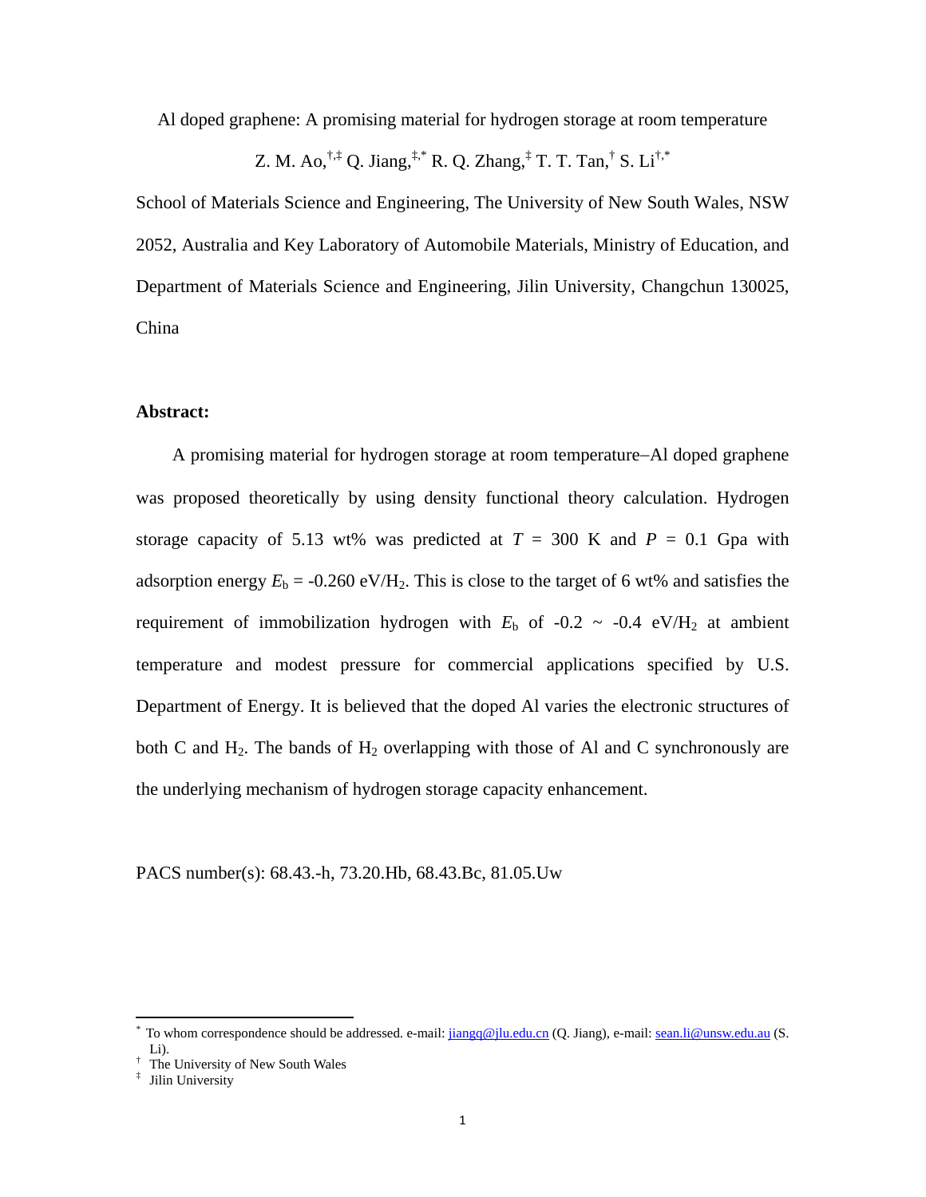# Al doped graphene: A promising material for hydrogen storage at room temperature

Z. M. Ao,[†,‡] Q. Jiang,[‡,*] R. Q. Zhang,[‡] T. T. Tan,[†] S. Li[†,*]

School of Materials Science and Engineering, The University of New South Wales, NSW 2052, Australia and Key Laboratory of Automobile Materials, Ministry of Education, and Department of Materials Science and Engineering, Jilin University, Changchun 130025, China

**Abstract:**

A promising material for hydrogen storage at room temperature–Al doped graphene was proposed theoretically by using density functional theory calculation. Hydrogen storage capacity of 5.13 wt% was predicted at $T$ = 300 K and $P$ = 0.1 Gpa with adsorption energy $E_b$ = -0.260 eV/$H_2$. This is close to the target of 6 wt% and satisfies the requirement of immobilization hydrogen with $E_b$ of -0.2 ~ -0.4 eV/$H_2$ at ambient temperature and modest pressure for commercial applications specified by U.S. Department of Energy. It is believed that the doped Al varies the electronic structures of both C and $H_2$. The bands of $H_2$ overlapping with those of Al and C synchronously are the underlying mechanism of hydrogen storage capacity enhancement.

PACS number(s): 68.43.-h, 73.20.Hb, 68.43.Bc, 81.05.Uw

---

[*] To whom correspondence should be addressed. e-mail: jiangq@jlu.edu.cn (Q. Jiang), e-mail: sean.li@unsw.edu.au (S. Li).

[†] The University of New South Wales

[‡] Jilin University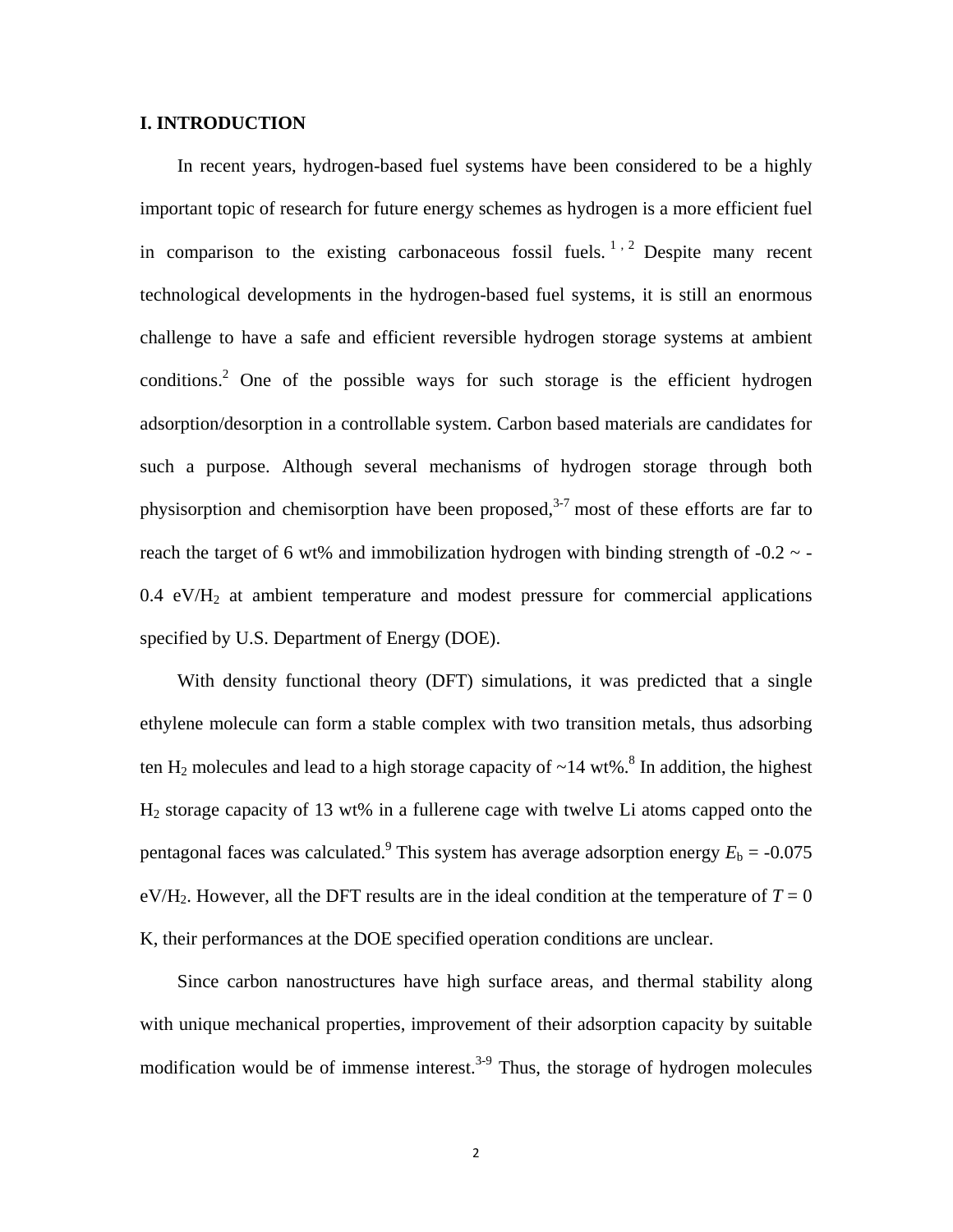## I. INTRODUCTION

In recent years, hydrogen-based fuel systems have been considered to be a highly important topic of research for future energy schemes as hydrogen is a more efficient fuel in comparison to the existing carbonaceous fossil fuels.[1,2] Despite many recent technological developments in the hydrogen-based fuel systems, it is still an enormous challenge to have a safe and efficient reversible hydrogen storage systems at ambient conditions.[2] One of the possible ways for such storage is the efficient hydrogen adsorption/desorption in a controllable system. Carbon based materials are candidates for such a purpose. Although several mechanisms of hydrogen storage through both physisorption and chemisorption have been proposed,[3-7] most of these efforts are far to reach the target of 6 wt% and immobilization hydrogen with binding strength of -0.2 ~ -0.4 eV/$H_2$ at ambient temperature and modest pressure for commercial applications specified by U.S. Department of Energy (DOE).

With density functional theory (DFT) simulations, it was predicted that a single ethylene molecule can form a stable complex with two transition metals, thus adsorbing ten $H_2$ molecules and lead to a high storage capacity of ~14 wt%.[8] In addition, the highest $H_2$ storage capacity of 13 wt% in a fullerene cage with twelve Li atoms capped onto the pentagonal faces was calculated.[9] This system has average adsorption energy $E_b$ = -0.075 eV/$H_2$. However, all the DFT results are in the ideal condition at the temperature of $T$ = 0 K, their performances at the DOE specified operation conditions are unclear.

Since carbon nanostructures have high surface areas, and thermal stability along with unique mechanical properties, improvement of their adsorption capacity by suitable modification would be of immense interest.[3-9] Thus, the storage of hydrogen molecules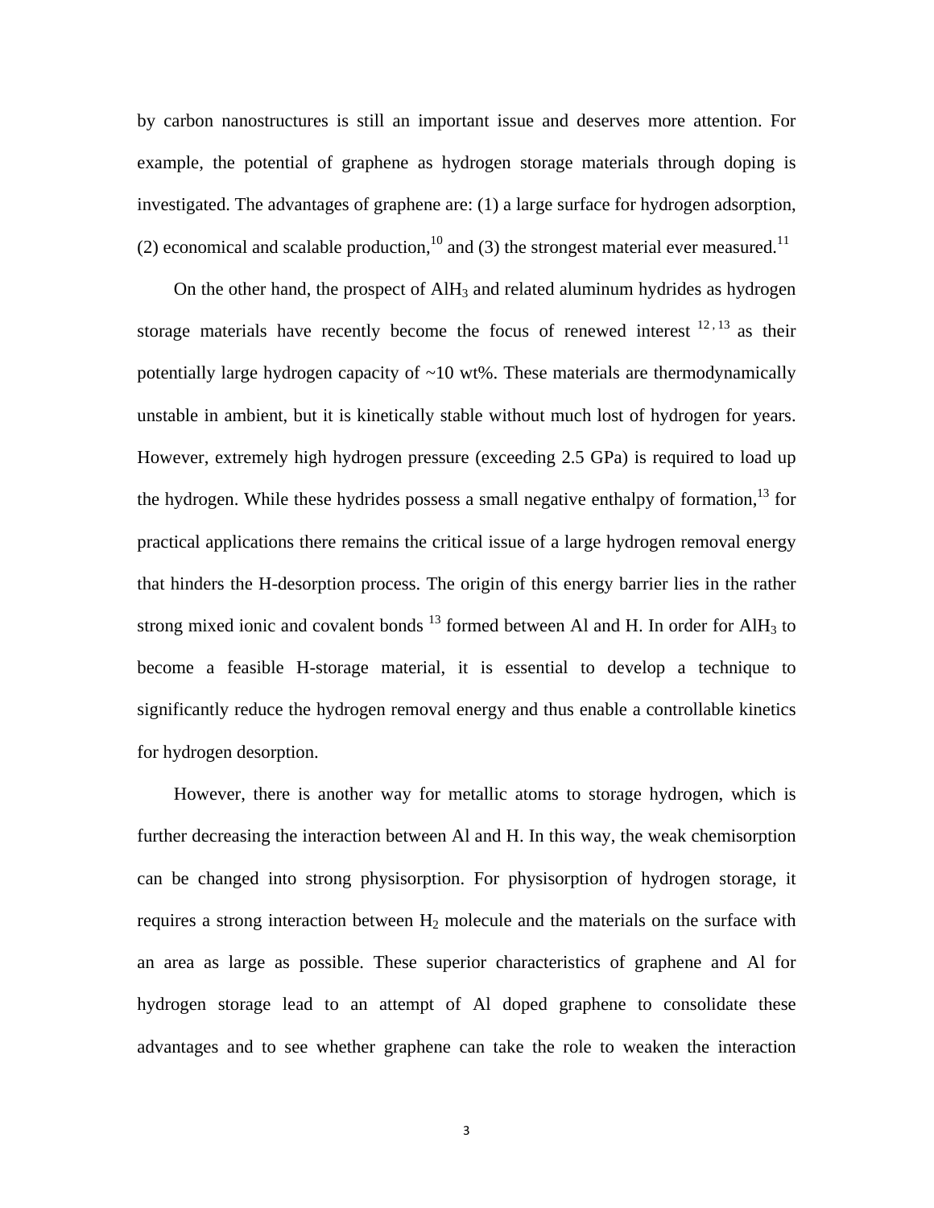by carbon nanostructures is still an important issue and deserves more attention. For example, the potential of graphene as hydrogen storage materials through doping is investigated. The advantages of graphene are: (1) a large surface for hydrogen adsorption, (2) economical and scalable production,[10] and (3) the strongest material ever measured.[11]

On the other hand, the prospect of $AlH_3$ and related aluminum hydrides as hydrogen storage materials have recently become the focus of renewed interest [12,13] as their potentially large hydrogen capacity of ~10 wt%. These materials are thermodynamically unstable in ambient, but it is kinetically stable without much lost of hydrogen for years. However, extremely high hydrogen pressure (exceeding 2.5 GPa) is required to load up the hydrogen. While these hydrides possess a small negative enthalpy of formation,[13] for practical applications there remains the critical issue of a large hydrogen removal energy that hinders the H-desorption process. The origin of this energy barrier lies in the rather strong mixed ionic and covalent bonds [13] formed between Al and H. In order for $AlH_3$ to become a feasible H-storage material, it is essential to develop a technique to significantly reduce the hydrogen removal energy and thus enable a controllable kinetics for hydrogen desorption.

However, there is another way for metallic atoms to storage hydrogen, which is further decreasing the interaction between Al and H. In this way, the weak chemisorption can be changed into strong physisorption. For physisorption of hydrogen storage, it requires a strong interaction between $H_2$ molecule and the materials on the surface with an area as large as possible. These superior characteristics of graphene and Al for hydrogen storage lead to an attempt of Al doped graphene to consolidate these advantages and to see whether graphene can take the role to weaken the interaction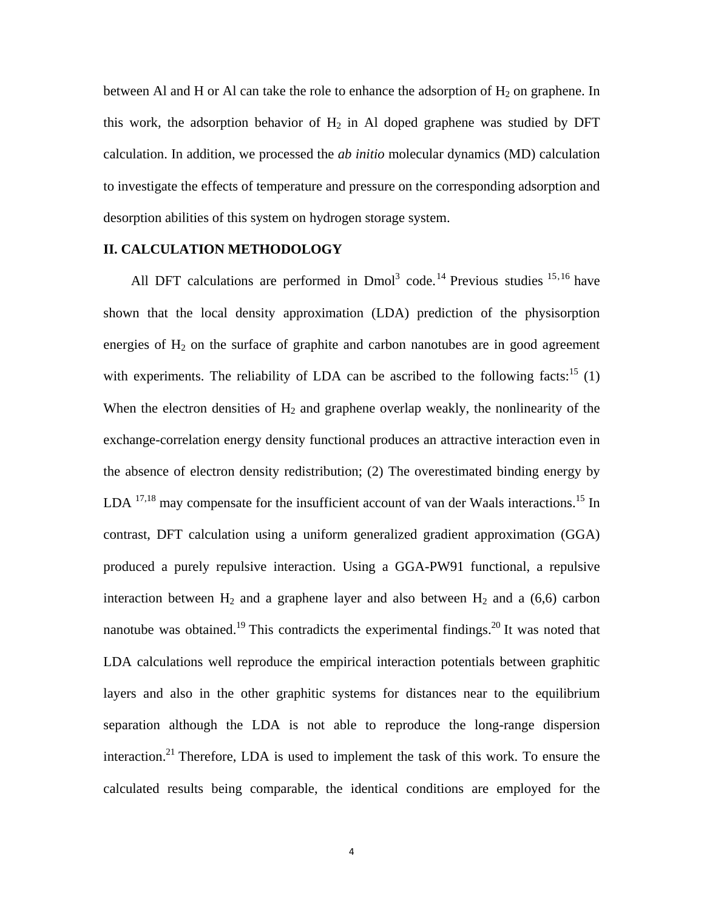between Al and H or Al can take the role to enhance the adsorption of $H_2$ on graphene. In this work, the adsorption behavior of $H_2$ in Al doped graphene was studied by DFT calculation. In addition, we processed the *ab initio* molecular dynamics (MD) calculation to investigate the effects of temperature and pressure on the corresponding adsorption and desorption abilities of this system on hydrogen storage system.

## II. CALCULATION METHODOLOGY

All DFT calculations are performed in Dmol$^3$ code.[14] Previous studies [15,16] have shown that the local density approximation (LDA) prediction of the physisorption energies of $H_2$ on the surface of graphite and carbon nanotubes are in good agreement with experiments. The reliability of LDA can be ascribed to the following facts:[15] (1) When the electron densities of $H_2$ and graphene overlap weakly, the nonlinearity of the exchange-correlation energy density functional produces an attractive interaction even in the absence of electron density redistribution; (2) The overestimated binding energy by LDA [17,18] may compensate for the insufficient account of van der Waals interactions.[15] In contrast, DFT calculation using a uniform generalized gradient approximation (GGA) produced a purely repulsive interaction. Using a GGA-PW91 functional, a repulsive interaction between $H_2$ and a graphene layer and also between $H_2$ and a (6,6) carbon nanotube was obtained.[19] This contradicts the experimental findings.[20] It was noted that LDA calculations well reproduce the empirical interaction potentials between graphitic layers and also in the other graphitic systems for distances near to the equilibrium separation although the LDA is not able to reproduce the long-range dispersion interaction.[21] Therefore, LDA is used to implement the task of this work. To ensure the calculated results being comparable, the identical conditions are employed for the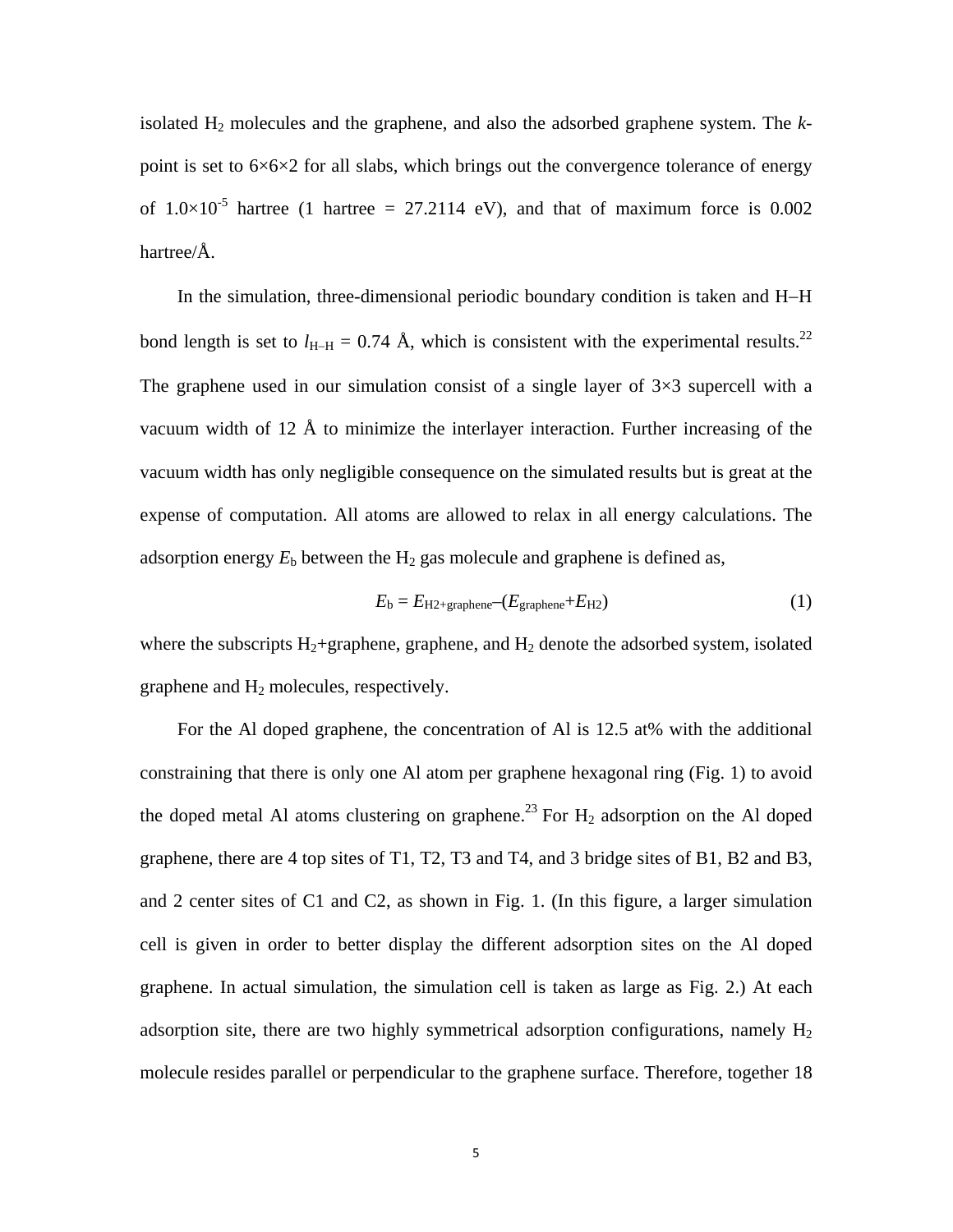isolated $H_2$ molecules and the graphene, and also the adsorbed graphene system. The *k*-point is set to 6×6×2 for all slabs, which brings out the convergence tolerance of energy of $1.0\times10^{-5}$ hartree (1 hartree = 27.2114 eV), and that of maximum force is 0.002 hartree/Å.

In the simulation, three-dimensional periodic boundary condition is taken and H–H bond length is set to $l_{\text{H–H}}$ = 0.74 Å, which is consistent with the experimental results.[22] The graphene used in our simulation consist of a single layer of 3×3 supercell with a vacuum width of 12 Å to minimize the interlayer interaction. Further increasing of the vacuum width has only negligible consequence on the simulated results but is great at the expense of computation. All atoms are allowed to relax in all energy calculations. The adsorption energy $E_b$ between the $H_2$ gas molecule and graphene is defined as,

$$E_b = E_{\text{H2+graphene}} - (E_{\text{graphene}} + E_{\text{H2}}) \tag{1}$$

where the subscripts $H_2$+graphene, graphene, and $H_2$ denote the adsorbed system, isolated graphene and $H_2$ molecules, respectively.

For the Al doped graphene, the concentration of Al is 12.5 at% with the additional constraining that there is only one Al atom per graphene hexagonal ring (Fig. 1) to avoid the doped metal Al atoms clustering on graphene.[23] For $H_2$ adsorption on the Al doped graphene, there are 4 top sites of T1, T2, T3 and T4, and 3 bridge sites of B1, B2 and B3, and 2 center sites of C1 and C2, as shown in Fig. 1. (In this figure, a larger simulation cell is given in order to better display the different adsorption sites on the Al doped graphene. In actual simulation, the simulation cell is taken as large as Fig. 2.) At each adsorption site, there are two highly symmetrical adsorption configurations, namely $H_2$ molecule resides parallel or perpendicular to the graphene surface. Therefore, together 18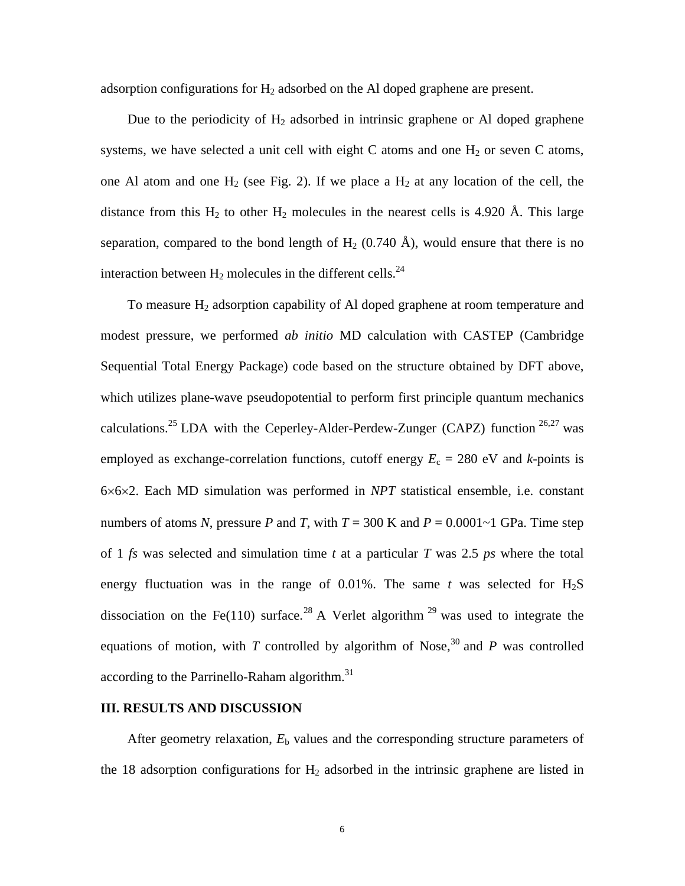adsorption configurations for $H_2$ adsorbed on the Al doped graphene are present.

Due to the periodicity of $H_2$ adsorbed in intrinsic graphene or Al doped graphene systems, we have selected a unit cell with eight C atoms and one $H_2$ or seven C atoms, one Al atom and one $H_2$ (see Fig. 2). If we place a $H_2$ at any location of the cell, the distance from this $H_2$ to other $H_2$ molecules in the nearest cells is 4.920 Å. This large separation, compared to the bond length of $H_2$ (0.740 Å), would ensure that there is no interaction between $H_2$ molecules in the different cells.[24]

To measure $H_2$ adsorption capability of Al doped graphene at room temperature and modest pressure, we performed *ab initio* MD calculation with CASTEP (Cambridge Sequential Total Energy Package) code based on the structure obtained by DFT above, which utilizes plane-wave pseudopotential to perform first principle quantum mechanics calculations.[25] LDA with the Ceperley-Alder-Perdew-Zunger (CAPZ) function [26,27] was employed as exchange-correlation functions, cutoff energy $E_c$ = 280 eV and $k$-points is $6\times6\times2$. Each MD simulation was performed in *NPT* statistical ensemble, i.e. constant numbers of atoms $N$, pressure $P$ and $T$, with $T$ = 300 K and $P$ = 0.0001~1 GPa. Time step of 1 *fs* was selected and simulation time $t$ at a particular $T$ was 2.5 *ps* where the total energy fluctuation was in the range of 0.01%. The same $t$ was selected for $H_2S$ dissociation on the Fe(110) surface.[28] A Verlet algorithm [29] was used to integrate the equations of motion, with $T$ controlled by algorithm of Nose,[30] and $P$ was controlled according to the Parrinello-Raham algorithm.[31]

## III. RESULTS AND DISCUSSION

After geometry relaxation, $E_b$ values and the corresponding structure parameters of the 18 adsorption configurations for $H_2$ adsorbed in the intrinsic graphene are listed in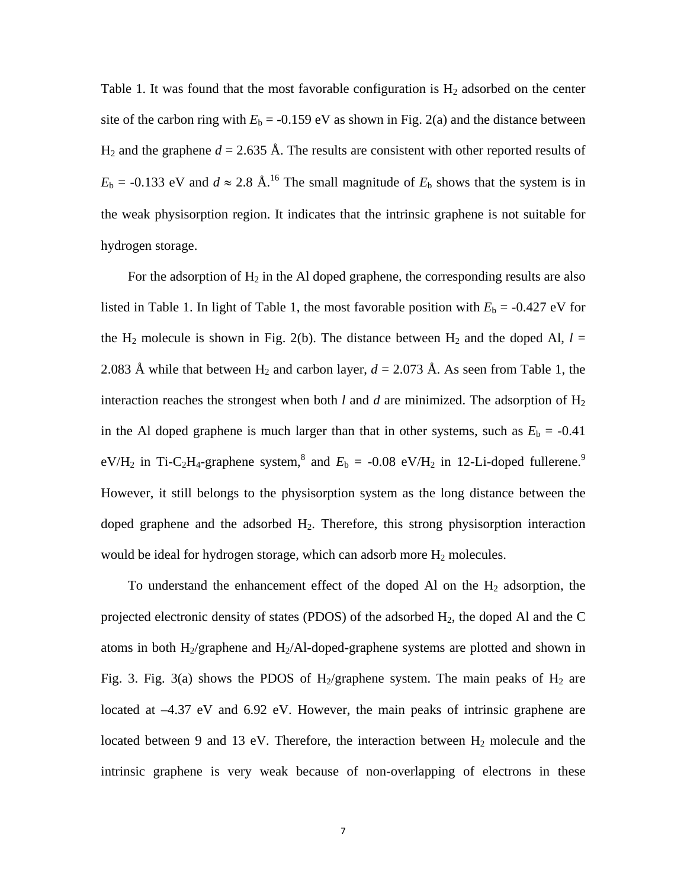Table 1. It was found that the most favorable configuration is $H_2$ adsorbed on the center site of the carbon ring with $E_b$ = -0.159 eV as shown in Fig. 2(a) and the distance between $H_2$ and the graphene $d$ = 2.635 Å. The results are consistent with other reported results of $E_b$ = -0.133 eV and $d \approx$ 2.8 Å.[16] The small magnitude of $E_b$ shows that the system is in the weak physisorption region. It indicates that the intrinsic graphene is not suitable for hydrogen storage.

For the adsorption of $H_2$ in the Al doped graphene, the corresponding results are also listed in Table 1. In light of Table 1, the most favorable position with $E_b$ = -0.427 eV for the $H_2$ molecule is shown in Fig. 2(b). The distance between $H_2$ and the doped Al, $l$ = 2.083 Å while that between $H_2$ and carbon layer, $d$ = 2.073 Å. As seen from Table 1, the interaction reaches the strongest when both $l$ and $d$ are minimized. The adsorption of $H_2$ in the Al doped graphene is much larger than that in other systems, such as $E_b$ = -0.41 eV/$H_2$ in Ti-$C_2H_4$-graphene system,[8] and $E_b$ = -0.08 eV/$H_2$ in 12-Li-doped fullerene.[9] However, it still belongs to the physisorption system as the long distance between the doped graphene and the adsorbed $H_2$. Therefore, this strong physisorption interaction would be ideal for hydrogen storage, which can adsorb more $H_2$ molecules.

To understand the enhancement effect of the doped Al on the $H_2$ adsorption, the projected electronic density of states (PDOS) of the adsorbed $H_2$, the doped Al and the C atoms in both $H_2$/graphene and $H_2$/Al-doped-graphene systems are plotted and shown in Fig. 3. Fig. 3(a) shows the PDOS of $H_2$/graphene system. The main peaks of $H_2$ are located at –4.37 eV and 6.92 eV. However, the main peaks of intrinsic graphene are located between 9 and 13 eV. Therefore, the interaction between $H_2$ molecule and the intrinsic graphene is very weak because of non-overlapping of electrons in these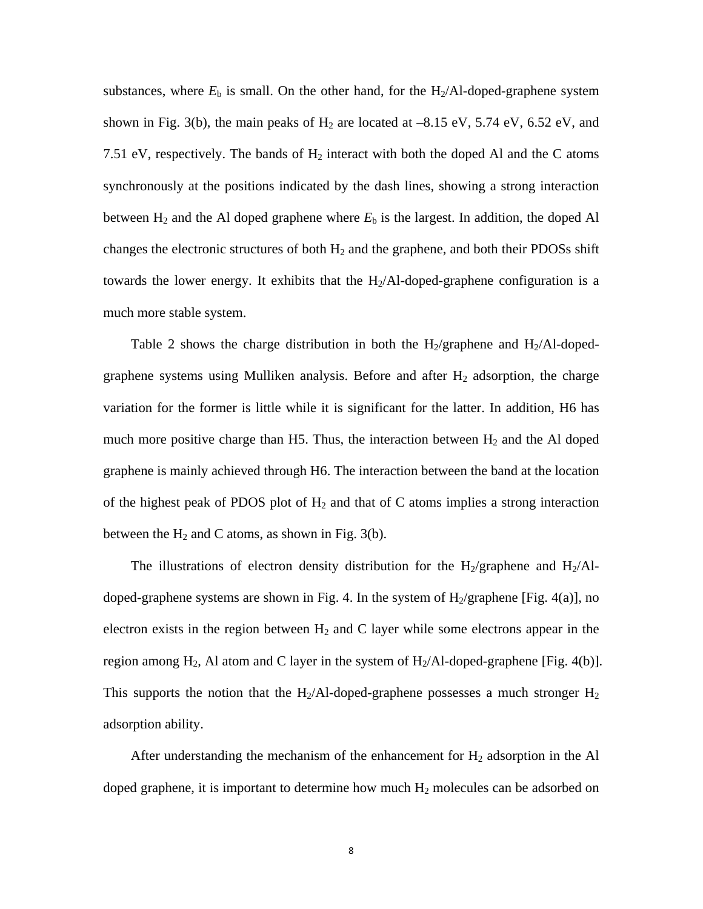substances, where $E_b$ is small. On the other hand, for the $H_2$/Al-doped-graphene system shown in Fig. 3(b), the main peaks of $H_2$ are located at –8.15 eV, 5.74 eV, 6.52 eV, and 7.51 eV, respectively. The bands of $H_2$ interact with both the doped Al and the C atoms synchronously at the positions indicated by the dash lines, showing a strong interaction between $H_2$ and the Al doped graphene where $E_b$ is the largest. In addition, the doped Al changes the electronic structures of both $H_2$ and the graphene, and both their PDOSs shift towards the lower energy. It exhibits that the $H_2$/Al-doped-graphene configuration is a much more stable system.

Table 2 shows the charge distribution in both the $H_2$/graphene and $H_2$/Al-doped-graphene systems using Mulliken analysis. Before and after $H_2$ adsorption, the charge variation for the former is little while it is significant for the latter. In addition, H6 has much more positive charge than H5. Thus, the interaction between $H_2$ and the Al doped graphene is mainly achieved through H6. The interaction between the band at the location of the highest peak of PDOS plot of $H_2$ and that of C atoms implies a strong interaction between the $H_2$ and C atoms, as shown in Fig. 3(b).

The illustrations of electron density distribution for the $H_2$/graphene and $H_2$/Al-doped-graphene systems are shown in Fig. 4. In the system of $H_2$/graphene [Fig. 4(a)], no electron exists in the region between $H_2$ and C layer while some electrons appear in the region among $H_2$, Al atom and C layer in the system of $H_2$/Al-doped-graphene [Fig. 4(b)]. This supports the notion that the $H_2$/Al-doped-graphene possesses a much stronger $H_2$ adsorption ability.

After understanding the mechanism of the enhancement for $H_2$ adsorption in the Al doped graphene, it is important to determine how much $H_2$ molecules can be adsorbed on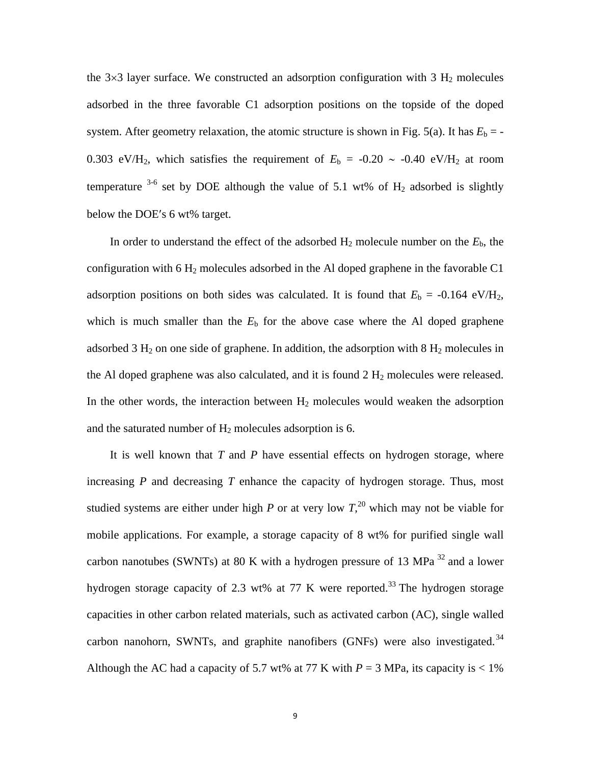the 3×3 layer surface. We constructed an adsorption configuration with 3 $H_2$ molecules adsorbed in the three favorable C1 adsorption positions on the topside of the doped system. After geometry relaxation, the atomic structure is shown in Fig. 5(a). It has $E_b$ = -0.303 eV/$H_2$, which satisfies the requirement of $E_b$ = -0.20 ~ -0.40 eV/$H_2$ at room temperature [3-6] set by DOE although the value of 5.1 wt% of $H_2$ adsorbed is slightly below the DOE′s 6 wt% target.

In order to understand the effect of the adsorbed $H_2$ molecule number on the $E_b$, the configuration with 6 $H_2$ molecules adsorbed in the Al doped graphene in the favorable C1 adsorption positions on both sides was calculated. It is found that $E_b$ = -0.164 eV/$H_2$, which is much smaller than the $E_b$ for the above case where the Al doped graphene adsorbed 3 $H_2$ on one side of graphene. In addition, the adsorption with 8 $H_2$ molecules in the Al doped graphene was also calculated, and it is found 2 $H_2$ molecules were released. In the other words, the interaction between $H_2$ molecules would weaken the adsorption and the saturated number of $H_2$ molecules adsorption is 6.

It is well known that $T$ and $P$ have essential effects on hydrogen storage, where increasing $P$ and decreasing $T$ enhance the capacity of hydrogen storage. Thus, most studied systems are either under high $P$ or at very low $T$,[20] which may not be viable for mobile applications. For example, a storage capacity of 8 wt% for purified single wall carbon nanotubes (SWNTs) at 80 K with a hydrogen pressure of 13 MPa [32] and a lower hydrogen storage capacity of 2.3 wt% at 77 K were reported.[33] The hydrogen storage capacities in other carbon related materials, such as activated carbon (AC), single walled carbon nanohorn, SWNTs, and graphite nanofibers (GNFs) were also investigated.[34] Although the AC had a capacity of 5.7 wt% at 77 K with $P$ = 3 MPa, its capacity is < 1%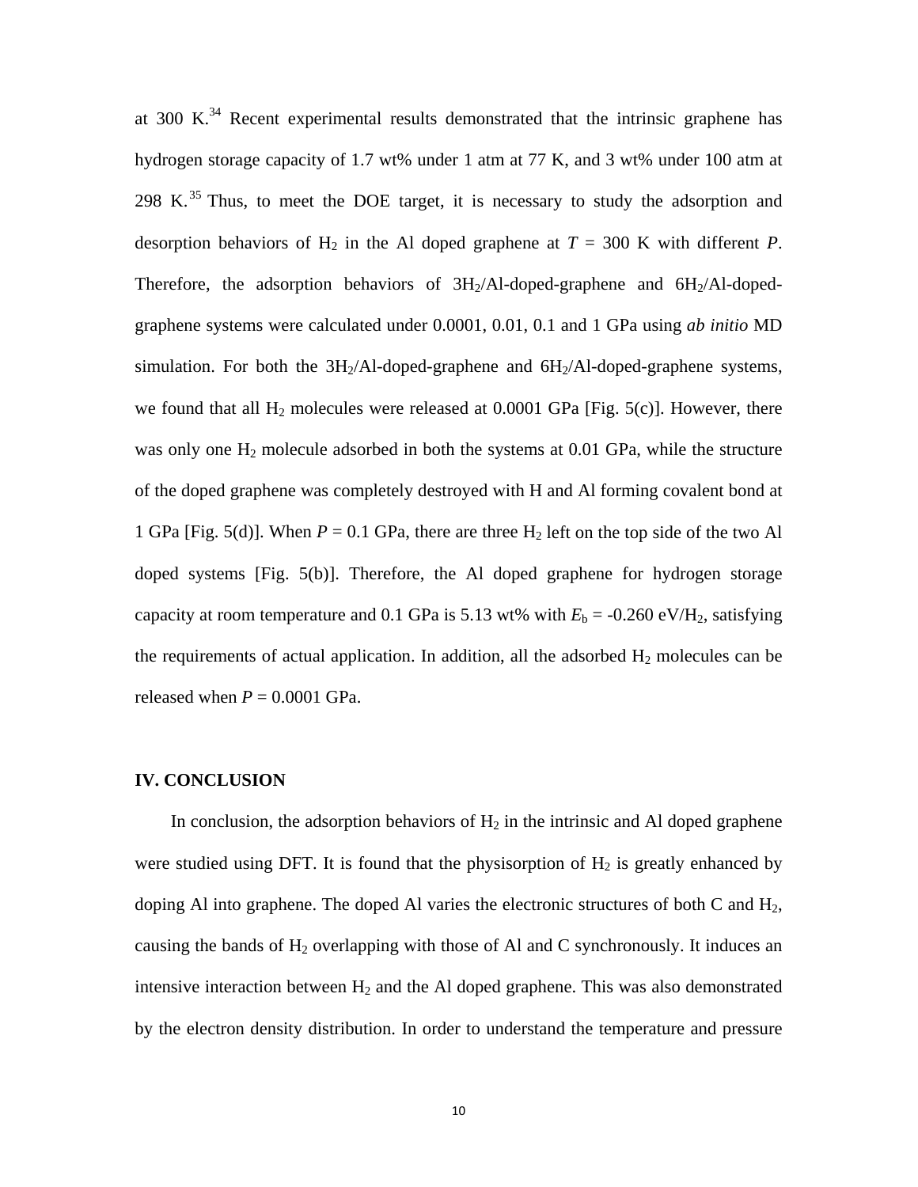at 300 K.[34] Recent experimental results demonstrated that the intrinsic graphene has hydrogen storage capacity of 1.7 wt% under 1 atm at 77 K, and 3 wt% under 100 atm at 298 K.[35] Thus, to meet the DOE target, it is necessary to study the adsorption and desorption behaviors of $H_2$ in the Al doped graphene at $T$ = 300 K with different $P$. Therefore, the adsorption behaviors of $3H_2$/Al-doped-graphene and $6H_2$/Al-doped-graphene systems were calculated under 0.0001, 0.01, 0.1 and 1 GPa using *ab initio* MD simulation. For both the $3H_2$/Al-doped-graphene and $6H_2$/Al-doped-graphene systems, we found that all $H_2$ molecules were released at 0.0001 GPa [Fig. 5(c)]. However, there was only one $H_2$ molecule adsorbed in both the systems at 0.01 GPa, while the structure of the doped graphene was completely destroyed with H and Al forming covalent bond at 1 GPa [Fig. 5(d)]. When $P$ = 0.1 GPa, there are three $H_2$ left on the top side of the two Al doped systems [Fig. 5(b)]. Therefore, the Al doped graphene for hydrogen storage capacity at room temperature and 0.1 GPa is 5.13 wt% with $E_b$ = -0.260 eV/$H_2$, satisfying the requirements of actual application. In addition, all the adsorbed $H_2$ molecules can be released when $P$ = 0.0001 GPa.

## IV. CONCLUSION

In conclusion, the adsorption behaviors of $H_2$ in the intrinsic and Al doped graphene were studied using DFT. It is found that the physisorption of $H_2$ is greatly enhanced by doping Al into graphene. The doped Al varies the electronic structures of both C and $H_2$, causing the bands of $H_2$ overlapping with those of Al and C synchronously. It induces an intensive interaction between $H_2$ and the Al doped graphene. This was also demonstrated by the electron density distribution. In order to understand the temperature and pressure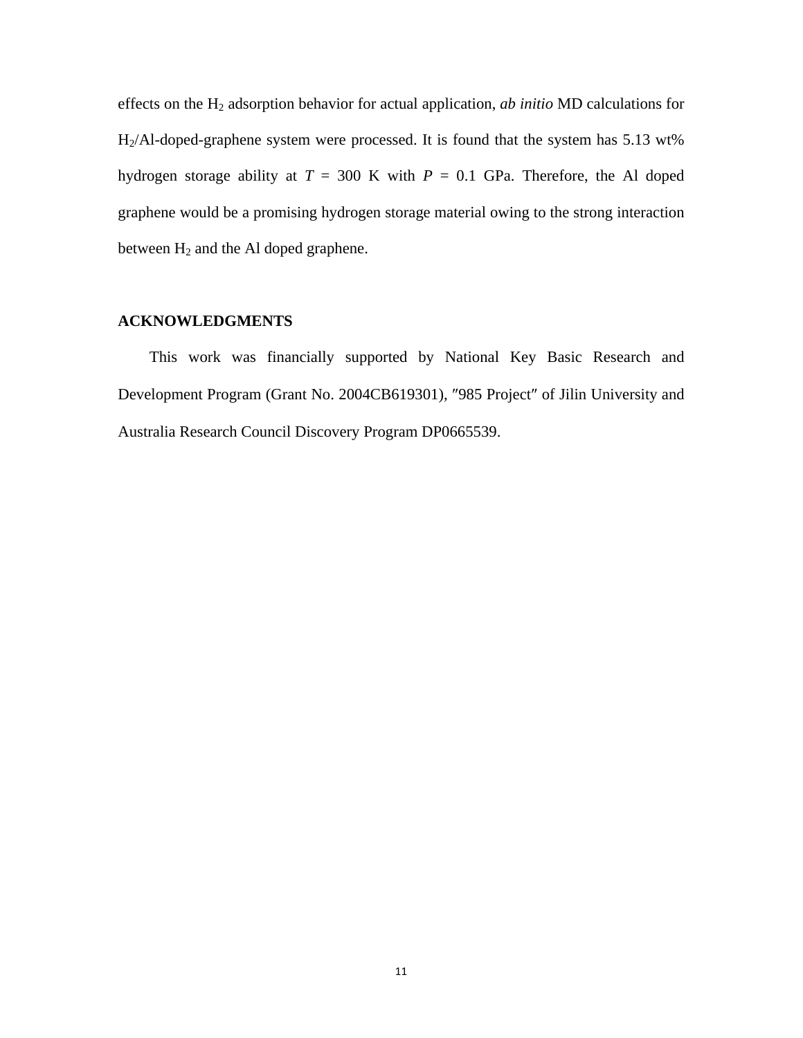effects on the $H_2$ adsorption behavior for actual application, *ab initio* MD calculations for $H_2$/Al-doped-graphene system were processed. It is found that the system has 5.13 wt% hydrogen storage ability at $T$ = 300 K with $P$ = 0.1 GPa. Therefore, the Al doped graphene would be a promising hydrogen storage material owing to the strong interaction between $H_2$ and the Al doped graphene.

## ACKNOWLEDGMENTS

This work was financially supported by National Key Basic Research and Development Program (Grant No. 2004CB619301), ″985 Project″ of Jilin University and Australia Research Council Discovery Program DP0665539.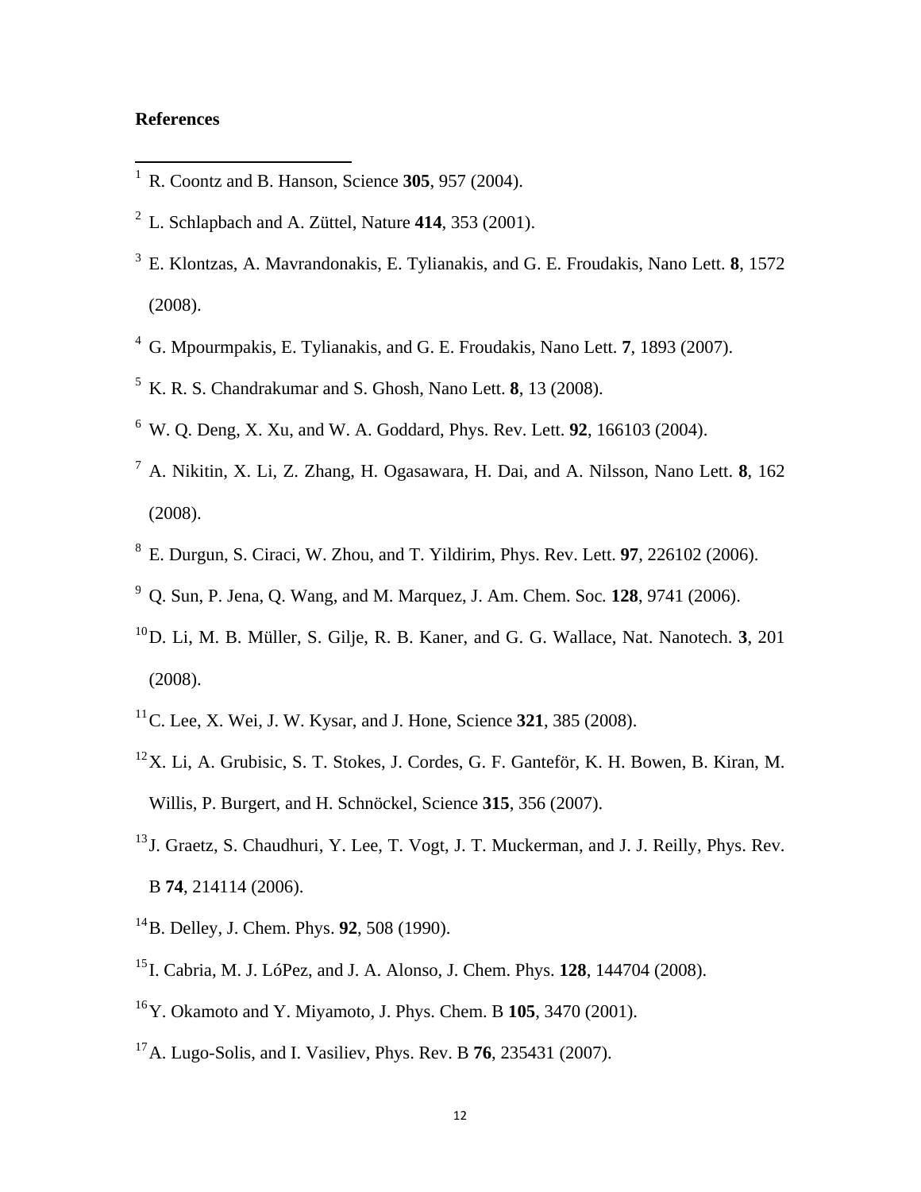**References**

[1] R. Coontz and B. Hanson, Science **305**, 957 (2004).

[2] L. Schlapbach and A. Züttel, Nature **414**, 353 (2001).

[3] E. Klontzas, A. Mavrandonakis, E. Tylianakis, and G. E. Froudakis, Nano Lett. **8**, 1572 (2008).

[4] G. Mpourmpakis, E. Tylianakis, and G. E. Froudakis, Nano Lett. **7**, 1893 (2007).

[5] K. R. S. Chandrakumar and S. Ghosh, Nano Lett. **8**, 13 (2008).

[6] W. Q. Deng, X. Xu, and W. A. Goddard, Phys. Rev. Lett. **92**, 166103 (2004).

[7] A. Nikitin, X. Li, Z. Zhang, H. Ogasawara, H. Dai, and A. Nilsson, Nano Lett. **8**, 162 (2008).

[8] E. Durgun, S. Ciraci, W. Zhou, and T. Yildirim, Phys. Rev. Lett. **97**, 226102 (2006).

[9] Q. Sun, P. Jena, Q. Wang, and M. Marquez, J. Am. Chem. Soc. **128**, 9741 (2006).

[10] D. Li, M. B. Müller, S. Gilje, R. B. Kaner, and G. G. Wallace, Nat. Nanotech. **3**, 201 (2008).

[11] C. Lee, X. Wei, J. W. Kysar, and J. Hone, Science **321**, 385 (2008).

[12] X. Li, A. Grubisic, S. T. Stokes, J. Cordes, G. F. Ganteför, K. H. Bowen, B. Kiran, M. Willis, P. Burgert, and H. Schnöckel, Science **315**, 356 (2007).

[13] J. Graetz, S. Chaudhuri, Y. Lee, T. Vogt, J. T. Muckerman, and J. J. Reilly, Phys. Rev. B **74**, 214114 (2006).

[14] B. Delley, J. Chem. Phys. **92**, 508 (1990).

[15] I. Cabria, M. J. LóPez, and J. A. Alonso, J. Chem. Phys. **128**, 144704 (2008).

[16] Y. Okamoto and Y. Miyamoto, J. Phys. Chem. B **105**, 3470 (2001).

[17] A. Lugo-Solis, and I. Vasiliev, Phys. Rev. B **76**, 235431 (2007).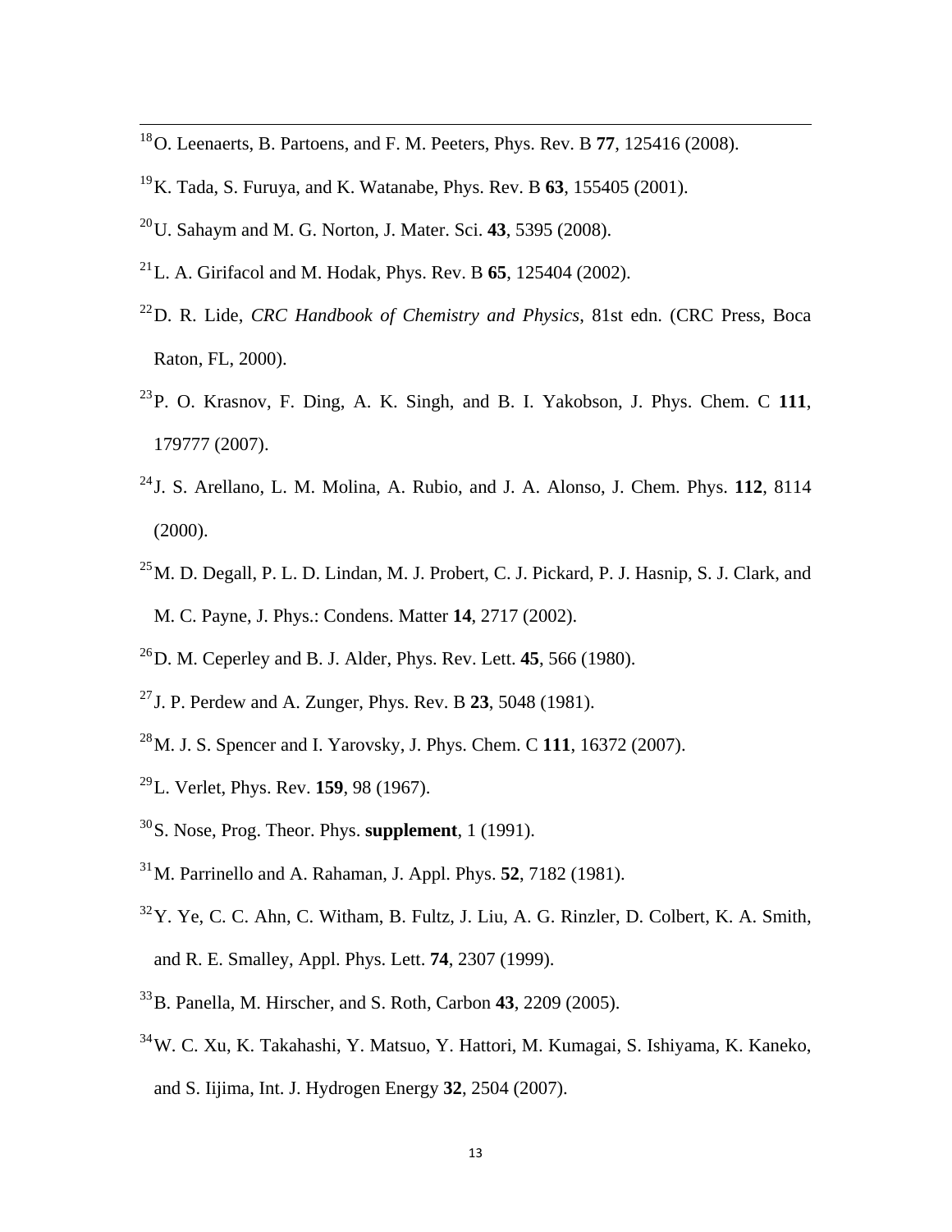[18] O. Leenaerts, B. Partoens, and F. M. Peeters, Phys. Rev. B **77**, 125416 (2008).

[19] K. Tada, S. Furuya, and K. Watanabe, Phys. Rev. B **63**, 155405 (2001).

[20] U. Sahaym and M. G. Norton, J. Mater. Sci. **43**, 5395 (2008).

[21] L. A. Girifacol and M. Hodak, Phys. Rev. B **65**, 125404 (2002).

[22] D. R. Lide, *CRC Handbook of Chemistry and Physics*, 81st edn. (CRC Press, Boca Raton, FL, 2000).

[23] P. O. Krasnov, F. Ding, A. K. Singh, and B. I. Yakobson, J. Phys. Chem. C **111**, 179777 (2007).

[24] J. S. Arellano, L. M. Molina, A. Rubio, and J. A. Alonso, J. Chem. Phys. **112**, 8114 (2000).

[25] M. D. Degall, P. L. D. Lindan, M. J. Probert, C. J. Pickard, P. J. Hasnip, S. J. Clark, and M. C. Payne, J. Phys.: Condens. Matter **14**, 2717 (2002).

[26] D. M. Ceperley and B. J. Alder, Phys. Rev. Lett. **45**, 566 (1980).

[27] J. P. Perdew and A. Zunger, Phys. Rev. B **23**, 5048 (1981).

[28] M. J. S. Spencer and I. Yarovsky, J. Phys. Chem. C **111**, 16372 (2007).

[29] L. Verlet, Phys. Rev. **159**, 98 (1967).

[30] S. Nose, Prog. Theor. Phys. **supplement**, 1 (1991).

[31] M. Parrinello and A. Rahaman, J. Appl. Phys. **52**, 7182 (1981).

[32] Y. Ye, C. C. Ahn, C. Witham, B. Fultz, J. Liu, A. G. Rinzler, D. Colbert, K. A. Smith, and R. E. Smalley, Appl. Phys. Lett. **74**, 2307 (1999).

[33] B. Panella, M. Hirscher, and S. Roth, Carbon **43**, 2209 (2005).

[34] W. C. Xu, K. Takahashi, Y. Matsuo, Y. Hattori, M. Kumagai, S. Ishiyama, K. Kaneko, and S. Iijima, Int. J. Hydrogen Energy **32**, 2504 (2007).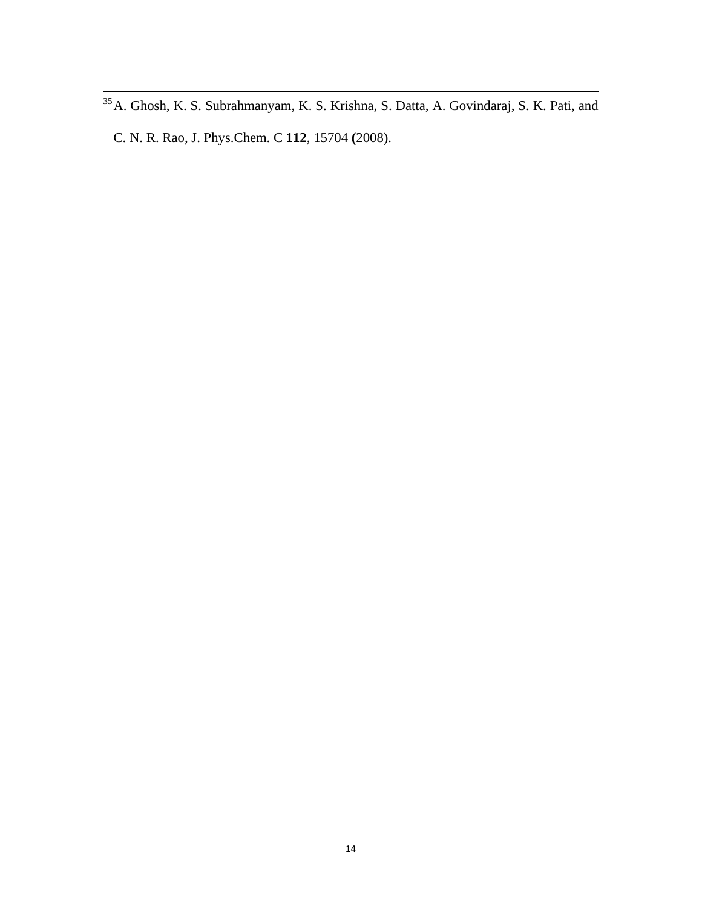[35] A. Ghosh, K. S. Subrahmanyam, K. S. Krishna, S. Datta, A. Govindaraj, S. K. Pati, and C. N. R. Rao, J. Phys.Chem. C **112**, 15704 **(**2008).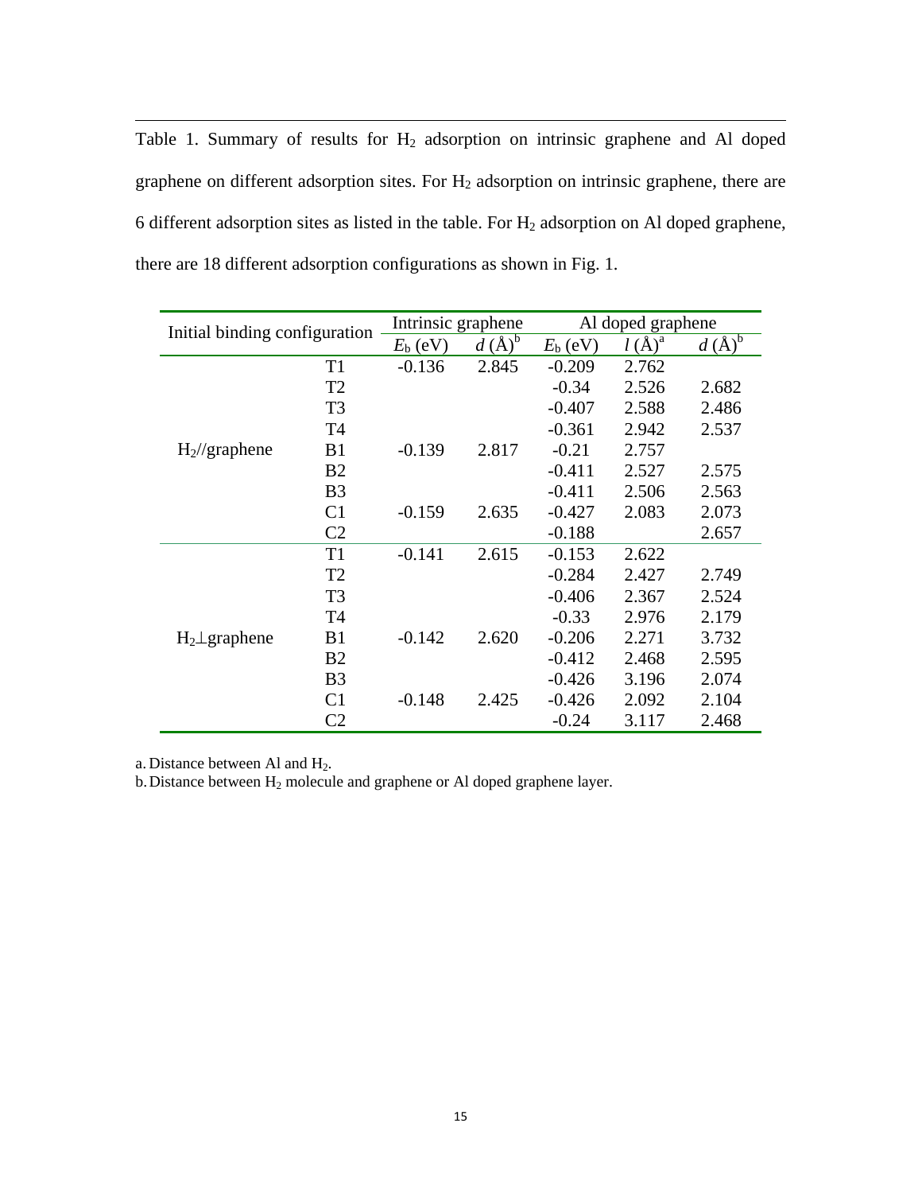Table 1. Summary of results for $H_2$ adsorption on intrinsic graphene and Al doped graphene on different adsorption sites. For $H_2$ adsorption on intrinsic graphene, there are 6 different adsorption sites as listed in the table. For $H_2$ adsorption on Al doped graphene, there are 18 different adsorption configurations as shown in Fig. 1.

| Initial binding configuration | | Intrinsic graphene | | Al doped graphene | | |
|---|---|---|---|---|---|---|
| | | $E_b$ (eV) | $d$ (Å)[b] | $E_b$ (eV) | $l$ (Å)[a] | $d$ (Å)[b] |
| $H_2$//graphene | T1 | -0.136 | 2.845 | -0.209 | 2.762 | |
| | T2 | | | -0.34 | 2.526 | 2.682 |
| | T3 | | | -0.407 | 2.588 | 2.486 |
| | T4 | | | -0.361 | 2.942 | 2.537 |
| | B1 | -0.139 | 2.817 | -0.21 | 2.757 | |
| | B2 | | | -0.411 | 2.527 | 2.575 |
| | B3 | | | -0.411 | 2.506 | 2.563 |
| | C1 | -0.159 | 2.635 | -0.427 | 2.083 | 2.073 |
| | C2 | | | -0.188 | | 2.657 |
| $H_2$⊥graphene | T1 | -0.141 | 2.615 | -0.153 | 2.622 | |
| | T2 | | | -0.284 | 2.427 | 2.749 |
| | T3 | | | -0.406 | 2.367 | 2.524 |
| | T4 | | | -0.33 | 2.976 | 2.179 |
| | B1 | -0.142 | 2.620 | -0.206 | 2.271 | 3.732 |
| | B2 | | | -0.412 | 2.468 | 2.595 |
| | B3 | | | -0.426 | 3.196 | 2.074 |
| | C1 | -0.148 | 2.425 | -0.426 | 2.092 | 2.104 |
| | C2 | | | -0.24 | 3.117 | 2.468 |

a. Distance between Al and $H_2$.

b. Distance between $H_2$ molecule and graphene or Al doped graphene layer.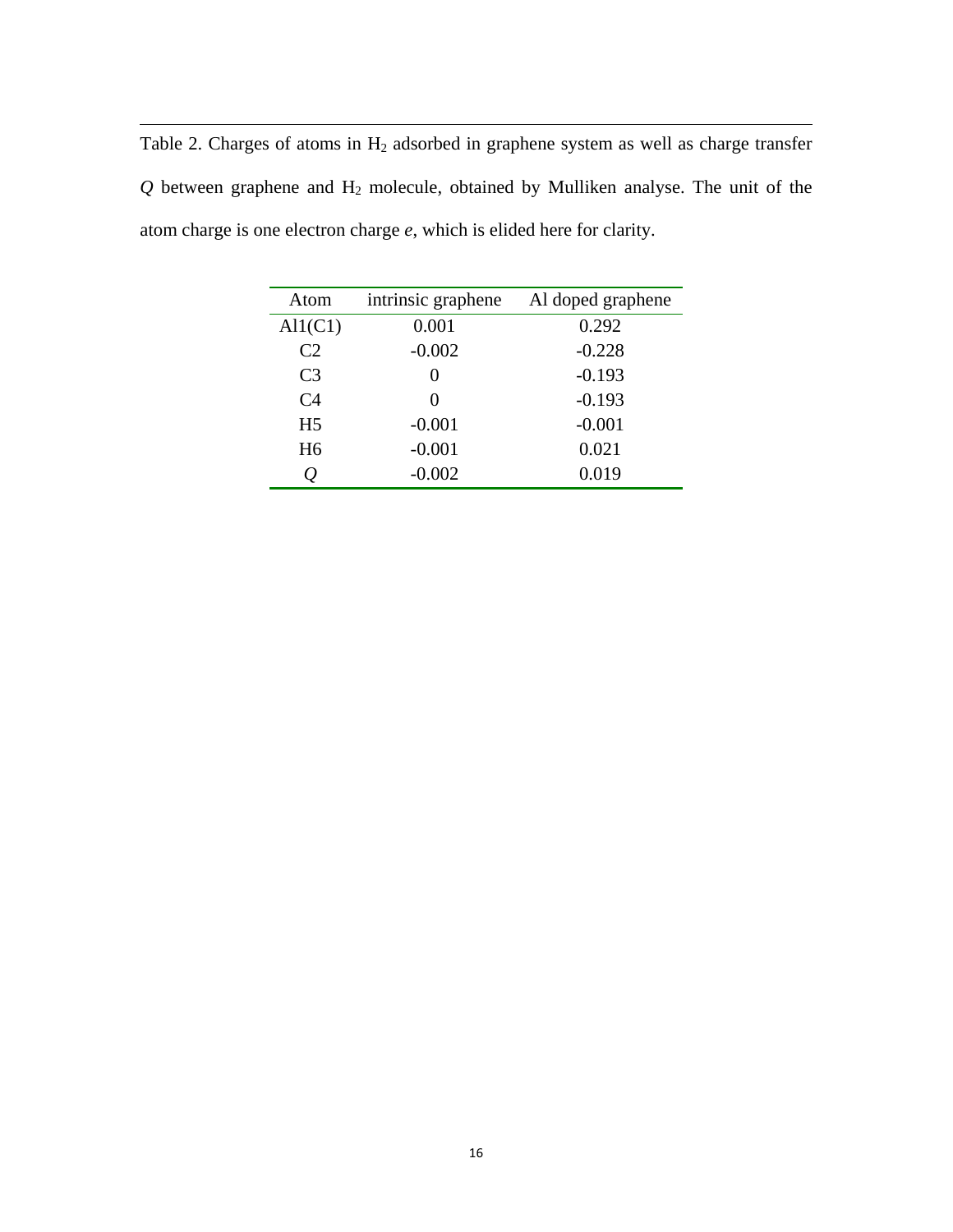Table 2. Charges of atoms in $H_2$ adsorbed in graphene system as well as charge transfer $Q$ between graphene and $H_2$ molecule, obtained by Mulliken analyse. The unit of the atom charge is one electron charge $e$, which is elided here for clarity.

| Atom | intrinsic graphene | Al doped graphene |
|---|---|---|
| Al1(C1) | 0.001 | 0.292 |
| C2 | -0.002 | -0.228 |
| C3 | 0 | -0.193 |
| C4 | 0 | -0.193 |
| H5 | -0.001 | -0.001 |
| H6 | -0.001 | 0.021 |
| $Q$ | -0.002 | 0.019 |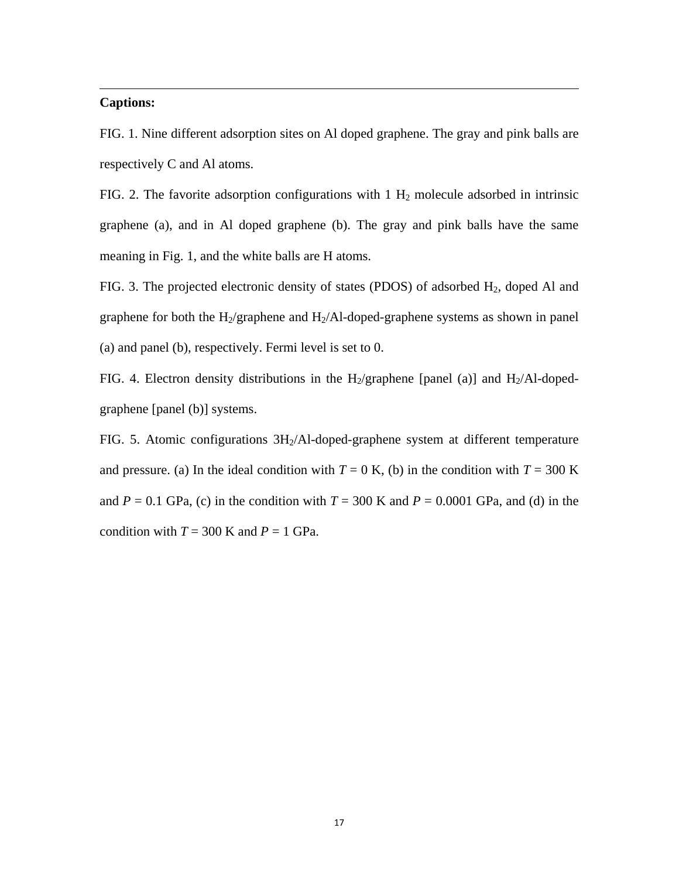**Captions:**

FIG. 1. Nine different adsorption sites on Al doped graphene. The gray and pink balls are respectively C and Al atoms.

FIG. 2. The favorite adsorption configurations with 1 $H_2$ molecule adsorbed in intrinsic graphene (a), and in Al doped graphene (b). The gray and pink balls have the same meaning in Fig. 1, and the white balls are H atoms.

FIG. 3. The projected electronic density of states (PDOS) of adsorbed $H_2$, doped Al and graphene for both the $H_2$/graphene and $H_2$/Al-doped-graphene systems as shown in panel (a) and panel (b), respectively. Fermi level is set to 0.

FIG. 4. Electron density distributions in the $H_2$/graphene [panel (a)] and $H_2$/Al-doped-graphene [panel (b)] systems.

FIG. 5. Atomic configurations $3H_2$/Al-doped-graphene system at different temperature and pressure. (a) In the ideal condition with $T$ = 0 K, (b) in the condition with $T$ = 300 K and $P$ = 0.1 GPa, (c) in the condition with $T$ = 300 K and $P$ = 0.0001 GPa, and (d) in the condition with $T$ = 300 K and $P$ = 1 GPa.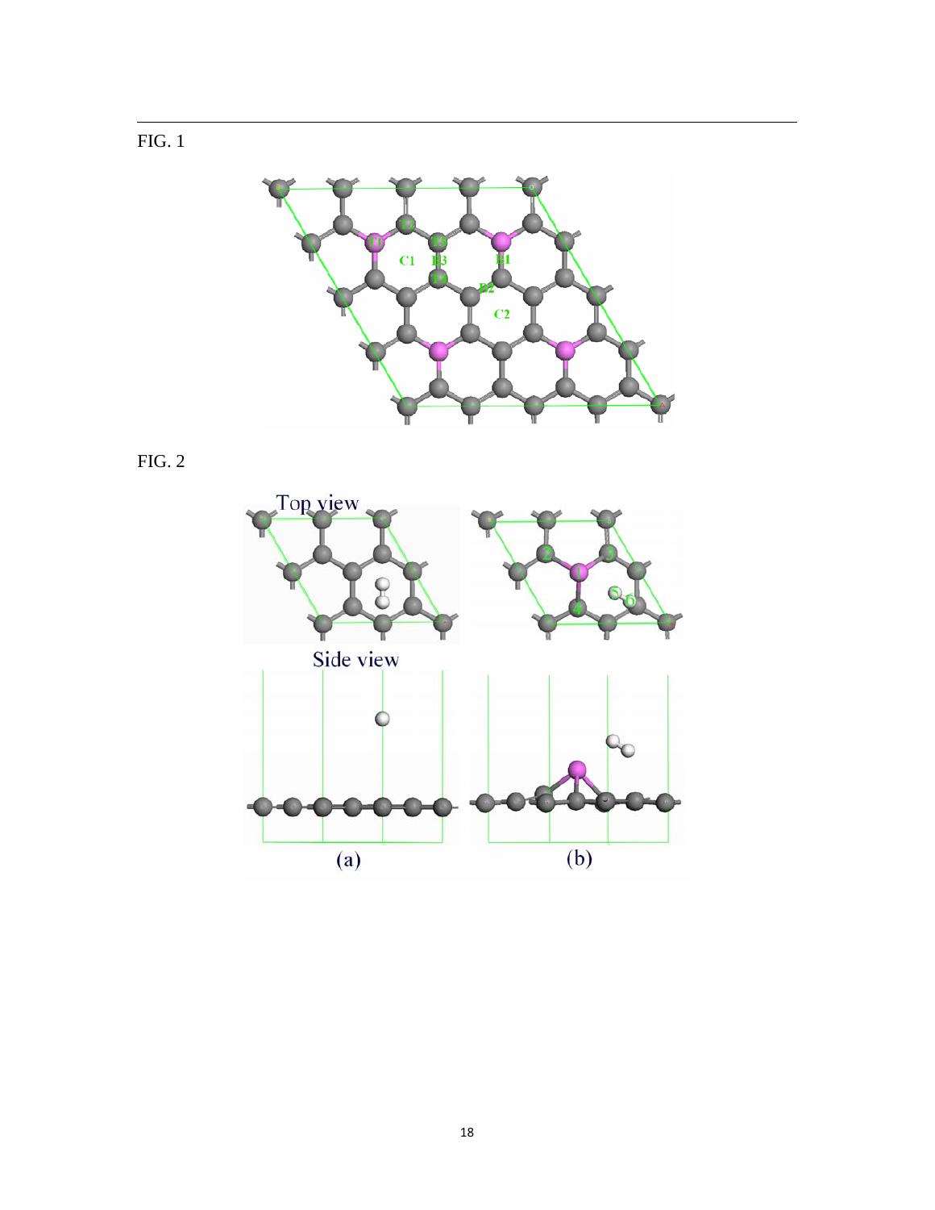FIG. 1

FIG. 2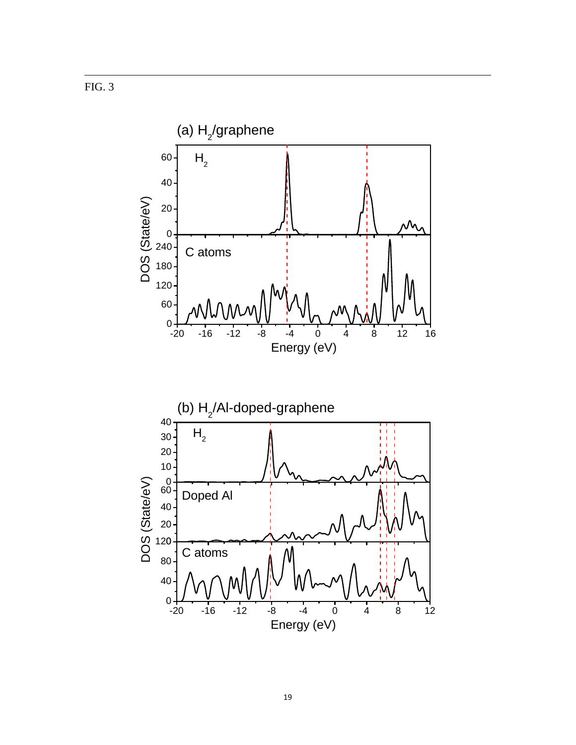FIG. 3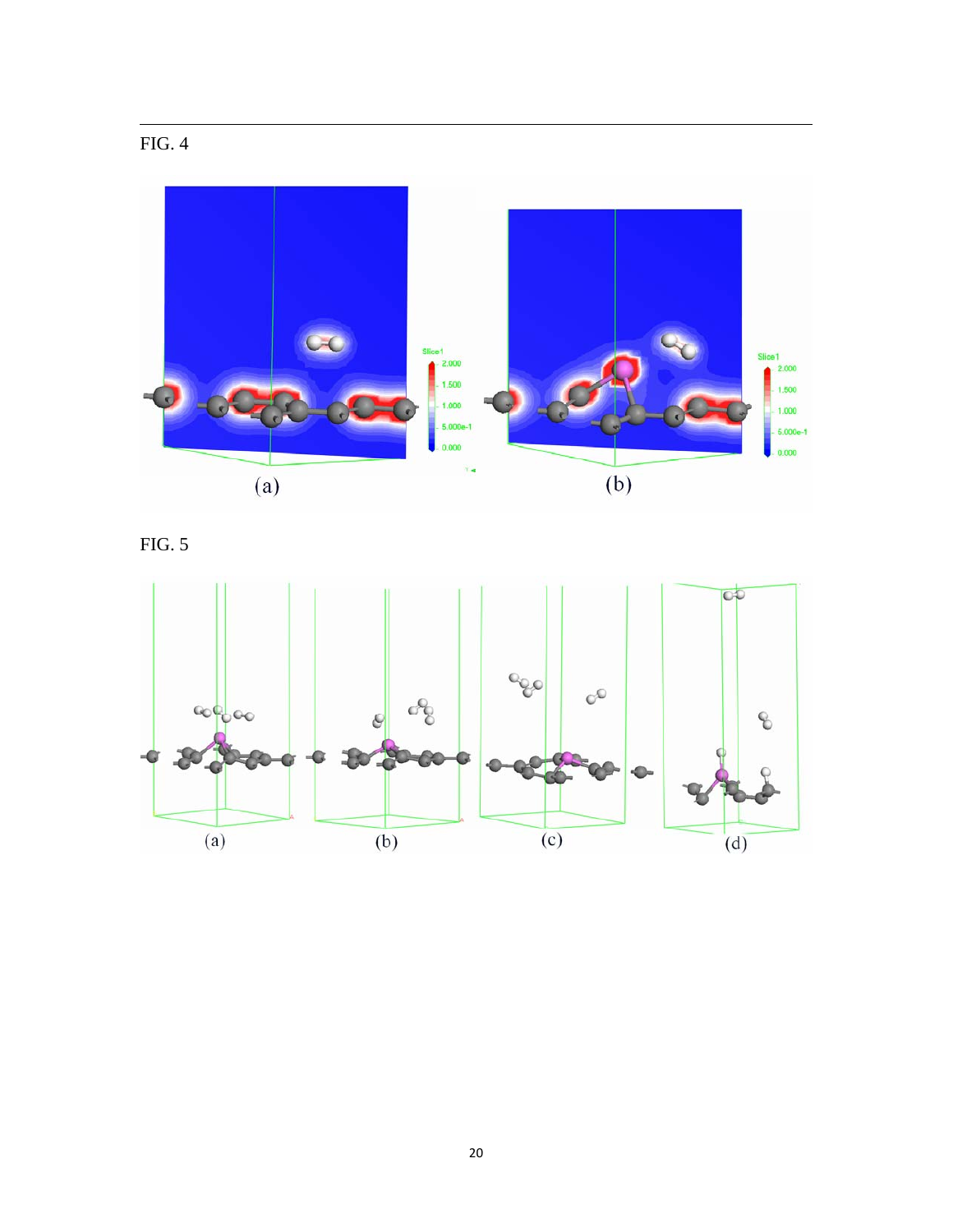FIG. 4

Slice1
2.000
1.500
1.000
5.000e-1
0.000

(a)

Slice1
2.000
1.500
1.000
5.000e-1
0.000

(b)

FIG. 5

(a)

(b)

(c)

(d)